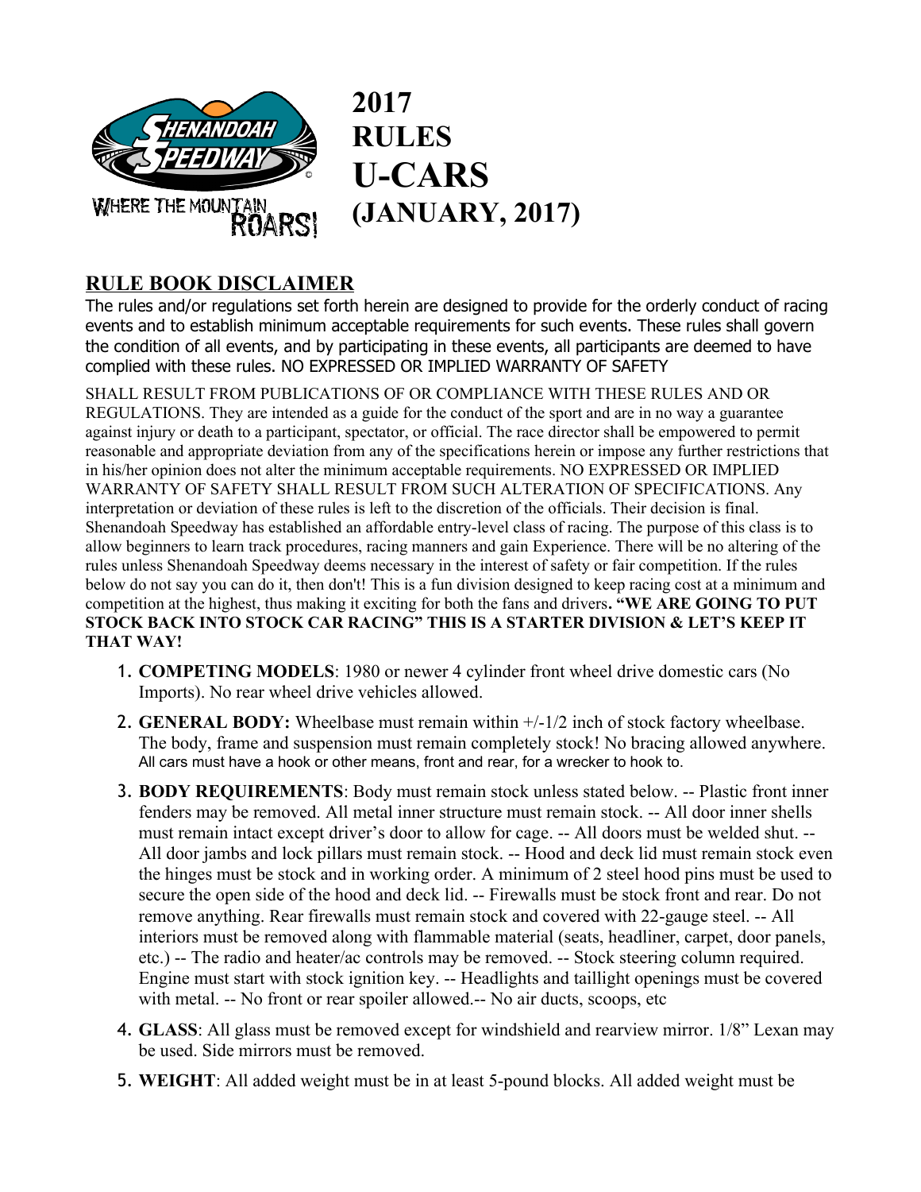# 2017 RULES U-CARS (JANUARY, 2017)

## RULE BOOK DISCLAIMER

The rules and/or regulations set forth herein are designed to provide for the orderly conduct of racing events and to establish minimum acceptable requirements for such events. These rules shall govern the condition of all events, and by participating in these events, all participants are deemed to have complied with these rules. NO EXPRESSED OR IMPLIED WARRANTY OF SAFETY SHALL RESULT FROM PUBLICATIONS OF OR COMPLIANCE WITH THESE RULES AND OR REGULATIONS. They are intended as a guide for the conduct of the sport and are in no way a guarantee against injury or death to a participant, spectator, or official. The race director shall be empowered to permit reasonable and appropriate deviation from any of the specifications herein or impose any further restrictions that in his/her opinion does not alter the minimum acceptable requirements. NO EXPRESSED OR IMPLIED WARRANTY OF SAFETY SHALL RESULT FROM SUCH ALTERATION OF SPECIFICATIONS. Any interpretation or deviation of these rules is left to the discretion of the officials. Their decision is final. Shenandoah Speedway has established an affordable entry-level class of racing. The purpose of this class is to allow beginners to learn track procedures, racing manners and gain Experience. There will be no altering of the rules unless Shenandoah Speedway deems necessary in the interest of safety or fair competition. If the rules below do not say you can do it, then don't! This is a fun division designed to keep racing cost at a minimum and competition at the highest, thus making it exciting for both the fans and drivers**. "WE ARE GOING TO PUT STOCK BACK INTO STOCK CAR RACING" THIS IS A STARTER DIVISION & LET'S KEEP IT THAT WAY!**

1. **COMPETING MODELS**: 1980 or newer 4 cylinder front wheel drive domestic cars (No Imports). No rear wheel drive vehicles allowed.
2. **GENERAL BODY:** Wheelbase must remain within +/-1/2 inch of stock factory wheelbase. The body, frame and suspension must remain completely stock! No bracing allowed anywhere. All cars must have a hook or other means, front and rear, for a wrecker to hook to.
3. **BODY REQUIREMENTS**: Body must remain stock unless stated below. -- Plastic front inner fenders may be removed. All metal inner structure must remain stock. -- All door inner shells must remain intact except driver's door to allow for cage. -- All doors must be welded shut. -- All door jambs and lock pillars must remain stock. -- Hood and deck lid must remain stock even the hinges must be stock and in working order. A minimum of 2 steel hood pins must be used to secure the open side of the hood and deck lid. -- Firewalls must be stock front and rear. Do not remove anything. Rear firewalls must remain stock and covered with 22-gauge steel. -- All interiors must be removed along with flammable material (seats, headliner, carpet, door panels, etc.) -- The radio and heater/ac controls may be removed. -- Stock steering column required. Engine must start with stock ignition key. -- Headlights and taillight openings must be covered with metal. -- No front or rear spoiler allowed.-- No air ducts, scoops, etc
4. **GLASS**: All glass must be removed except for windshield and rearview mirror. 1/8" Lexan may be used. Side mirrors must be removed.
5. **WEIGHT**: All added weight must be in at least 5-pound blocks. All added weight must be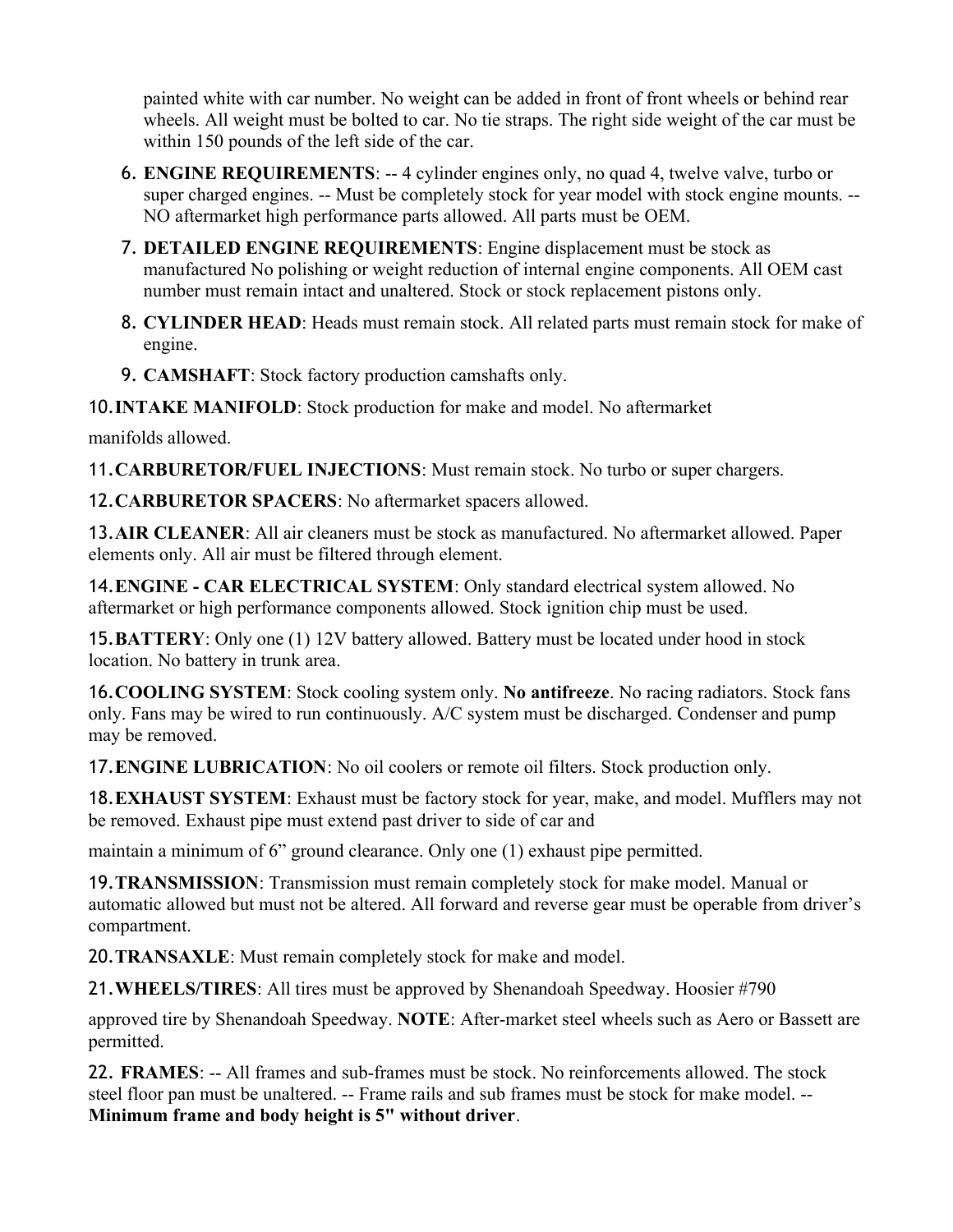painted white with car number. No weight can be added in front of front wheels or behind rear wheels. All weight must be bolted to car. No tie straps. The right side weight of the car must be within 150 pounds of the left side of the car.

6. **ENGINE REQUIREMENTS**: -- 4 cylinder engines only, no quad 4, twelve valve, turbo or super charged engines. -- Must be completely stock for year model with stock engine mounts. -- NO aftermarket high performance parts allowed. All parts must be OEM.
7. **DETAILED ENGINE REQUIREMENTS**: Engine displacement must be stock as manufactured No polishing or weight reduction of internal engine components. All OEM cast number must remain intact and unaltered. Stock or stock replacement pistons only.
8. **CYLINDER HEAD**: Heads must remain stock. All related parts must remain stock for make of engine.
9. **CAMSHAFT**: Stock factory production camshafts only.
10. **INTAKE MANIFOLD**: Stock production for make and model. No aftermarket manifolds allowed.
11. **CARBURETOR/FUEL INJECTIONS**: Must remain stock. No turbo or super chargers.
12. **CARBURETOR SPACERS**: No aftermarket spacers allowed.
13. **AIR CLEANER**: All air cleaners must be stock as manufactured. No aftermarket allowed. Paper elements only. All air must be filtered through element.
14. **ENGINE - CAR ELECTRICAL SYSTEM**: Only standard electrical system allowed. No aftermarket or high performance components allowed. Stock ignition chip must be used.
15. **BATTERY**: Only one (1) 12V battery allowed. Battery must be located under hood in stock location. No battery in trunk area.
16. **COOLING SYSTEM**: Stock cooling system only. **No antifreeze**. No racing radiators. Stock fans only. Fans may be wired to run continuously. A/C system must be discharged. Condenser and pump may be removed.
17. **ENGINE LUBRICATION**: No oil coolers or remote oil filters. Stock production only.
18. **EXHAUST SYSTEM**: Exhaust must be factory stock for year, make, and model. Mufflers may not be removed. Exhaust pipe must extend past driver to side of car and maintain a minimum of 6" ground clearance. Only one (1) exhaust pipe permitted.
19. **TRANSMISSION**: Transmission must remain completely stock for make model. Manual or automatic allowed but must not be altered. All forward and reverse gear must be operable from driver's compartment.
20. **TRANSAXLE**: Must remain completely stock for make and model.
21. **WHEELS/TIRES**: All tires must be approved by Shenandoah Speedway. Hoosier #790 approved tire by Shenandoah Speedway. **NOTE**: After-market steel wheels such as Aero or Bassett are permitted.
22. **FRAMES**: -- All frames and sub-frames must be stock. No reinforcements allowed. The stock steel floor pan must be unaltered. -- Frame rails and sub frames must be stock for make model. -- **Minimum frame and body height is 5" without driver**.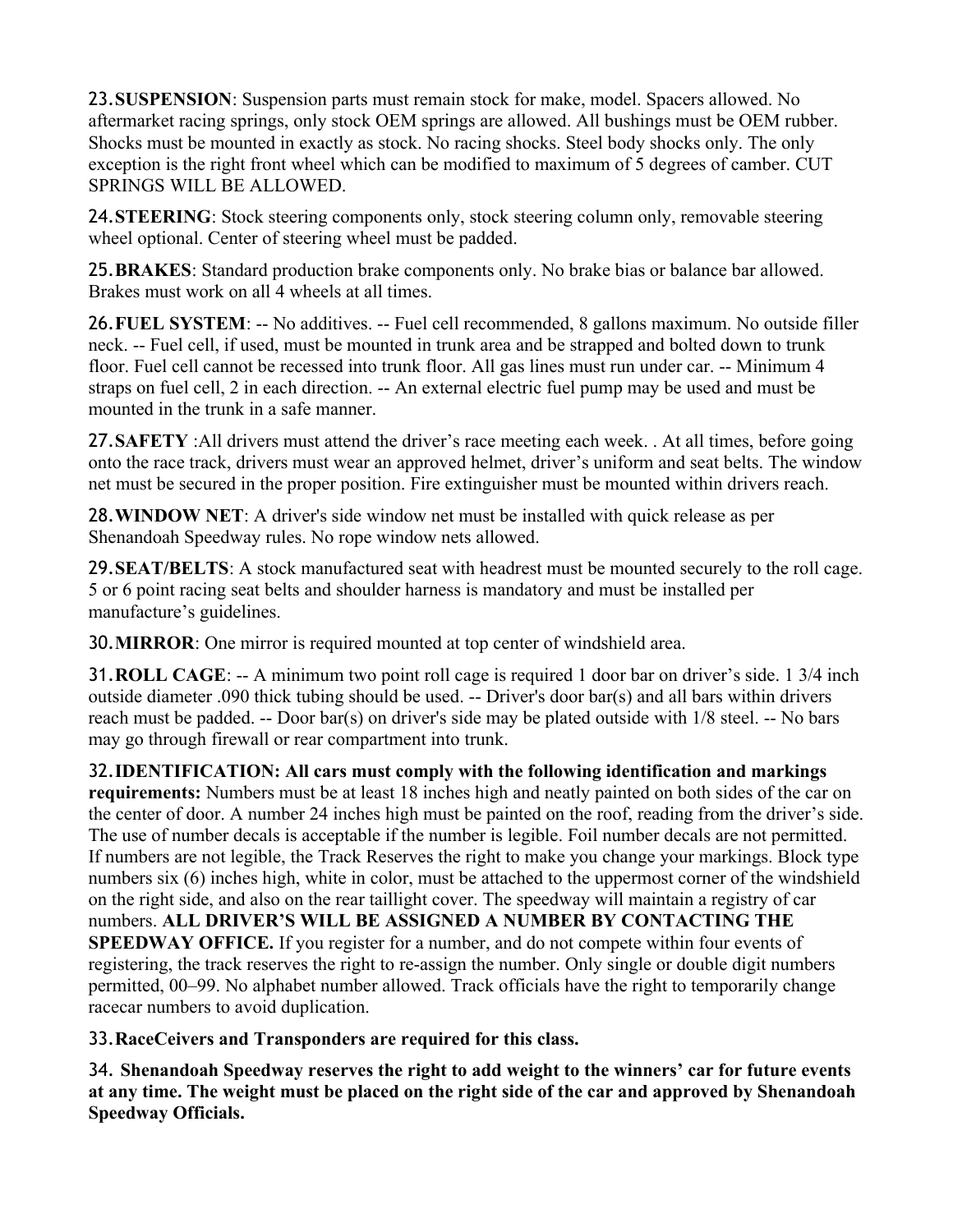23. **SUSPENSION**: Suspension parts must remain stock for make, model. Spacers allowed. No aftermarket racing springs, only stock OEM springs are allowed. All bushings must be OEM rubber. Shocks must be mounted in exactly as stock. No racing shocks. Steel body shocks only. The only exception is the right front wheel which can be modified to maximum of 5 degrees of camber. CUT SPRINGS WILL BE ALLOWED.

24. **STEERING**: Stock steering components only, stock steering column only, removable steering wheel optional. Center of steering wheel must be padded.

25. **BRAKES**: Standard production brake components only. No brake bias or balance bar allowed. Brakes must work on all 4 wheels at all times.

26. **FUEL SYSTEM**: -- No additives. -- Fuel cell recommended, 8 gallons maximum. No outside filler neck. -- Fuel cell, if used, must be mounted in trunk area and be strapped and bolted down to trunk floor. Fuel cell cannot be recessed into trunk floor. All gas lines must run under car. -- Minimum 4 straps on fuel cell, 2 in each direction. -- An external electric fuel pump may be used and must be mounted in the trunk in a safe manner.

27. **SAFETY** :All drivers must attend the driver's race meeting each week. . At all times, before going onto the race track, drivers must wear an approved helmet, driver's uniform and seat belts. The window net must be secured in the proper position. Fire extinguisher must be mounted within drivers reach.

28. **WINDOW NET**: A driver's side window net must be installed with quick release as per Shenandoah Speedway rules. No rope window nets allowed.

29. **SEAT/BELTS**: A stock manufactured seat with headrest must be mounted securely to the roll cage. 5 or 6 point racing seat belts and shoulder harness is mandatory and must be installed per manufacture's guidelines.

30. **MIRROR**: One mirror is required mounted at top center of windshield area.

31. **ROLL CAGE**: -- A minimum two point roll cage is required 1 door bar on driver's side. 1 3/4 inch outside diameter .090 thick tubing should be used. -- Driver's door bar(s) and all bars within drivers reach must be padded. -- Door bar(s) on driver's side may be plated outside with 1/8 steel. -- No bars may go through firewall or rear compartment into trunk.

32. **IDENTIFICATION: All cars must comply with the following identification and markings requirements:** Numbers must be at least 18 inches high and neatly painted on both sides of the car on the center of door. A number 24 inches high must be painted on the roof, reading from the driver's side. The use of number decals is acceptable if the number is legible. Foil number decals are not permitted. If numbers are not legible, the Track Reserves the right to make you change your markings. Block type numbers six (6) inches high, white in color, must be attached to the uppermost corner of the windshield on the right side, and also on the rear taillight cover. The speedway will maintain a registry of car numbers. **ALL DRIVER'S WILL BE ASSIGNED A NUMBER BY CONTACTING THE SPEEDWAY OFFICE.** If you register for a number, and do not compete within four events of registering, the track reserves the right to re-assign the number. Only single or double digit numbers permitted, 00–99. No alphabet number allowed. Track officials have the right to temporarily change racecar numbers to avoid duplication.

33. **RaceCeivers and Transponders are required for this class.**

34. **Shenandoah Speedway reserves the right to add weight to the winners' car for future events at any time. The weight must be placed on the right side of the car and approved by Shenandoah Speedway Officials.**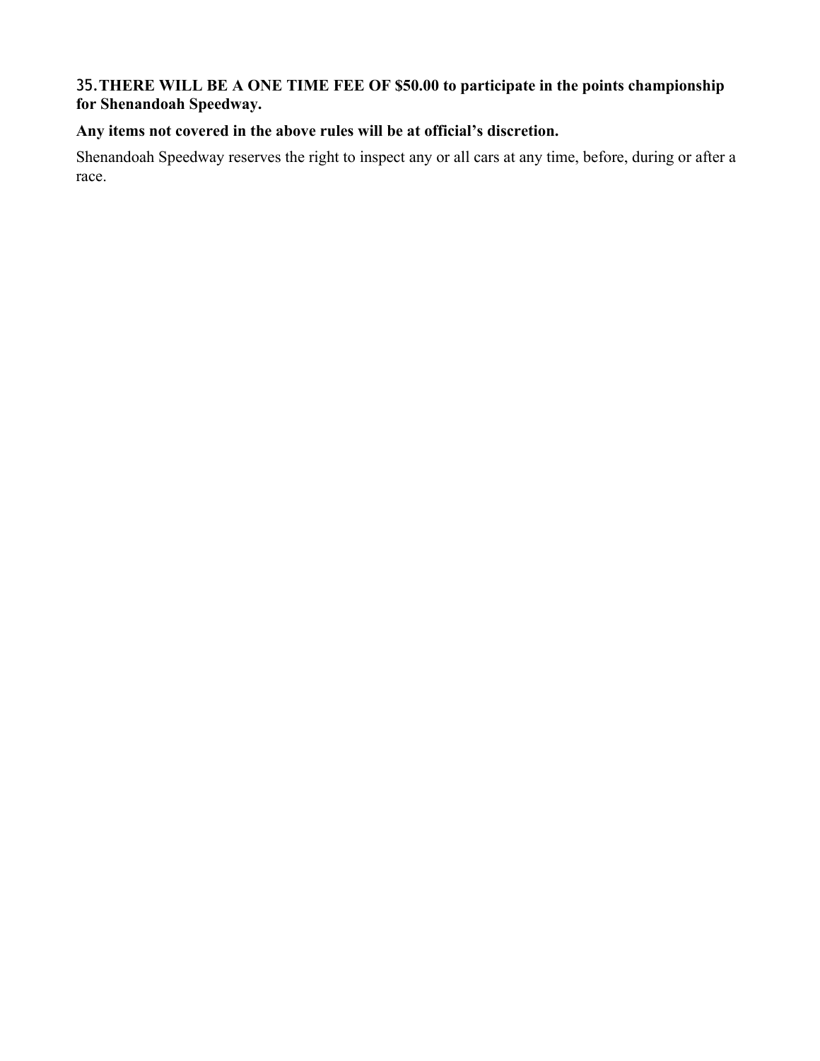35. **THERE WILL BE A ONE TIME FEE OF $50.00 to participate in the points championship for Shenandoah Speedway.**

**Any items not covered in the above rules will be at official's discretion.**

Shenandoah Speedway reserves the right to inspect any or all cars at any time, before, during or after a race.